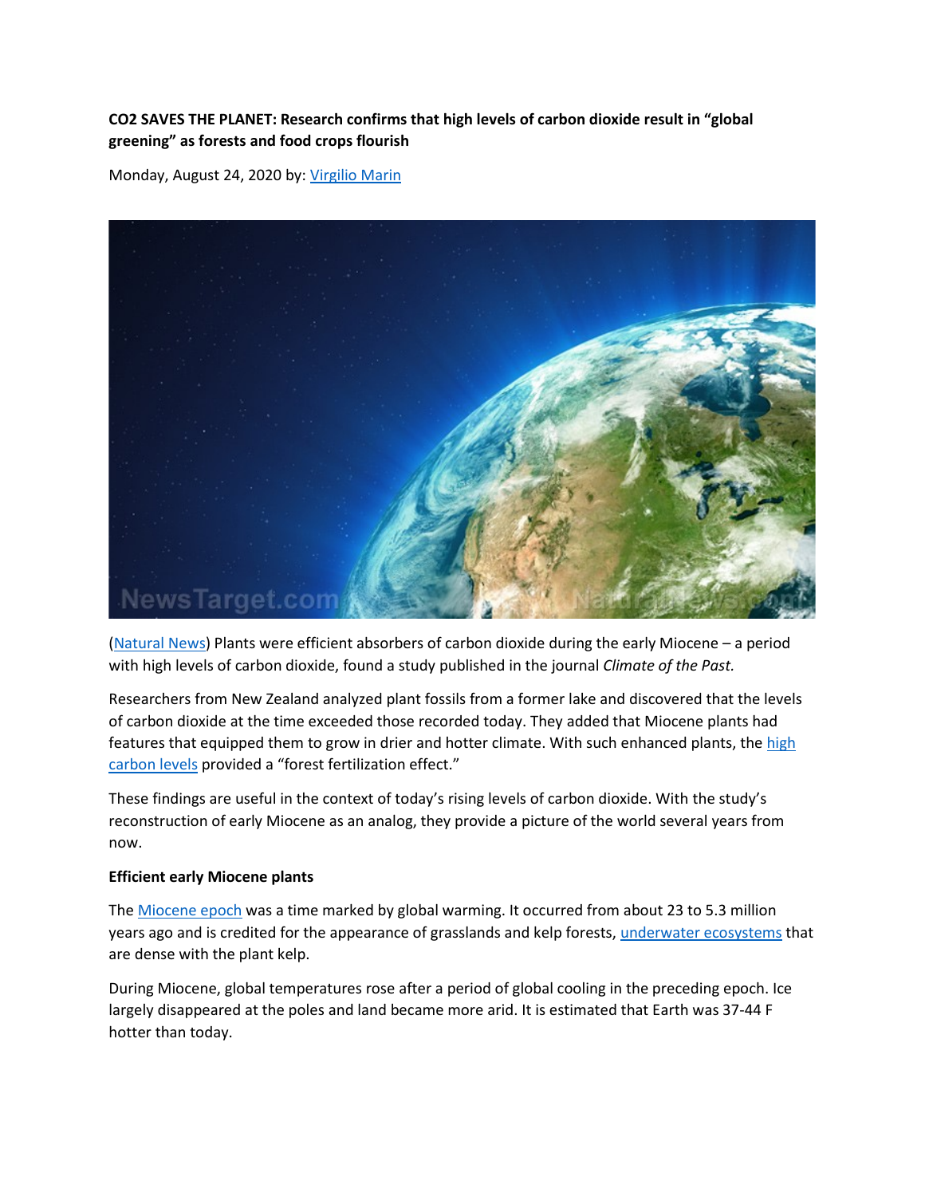**CO2 SAVES THE PLANET: Research confirms that high levels of carbon dioxide result in "global greening" as forests and food crops flourish**

Monday, August 24, 2020 by: Virgilio Marin

(Natural News) Plants were efficient absorbers of carbon dioxide during the early Miocene – a period with high levels of carbon dioxide, found a study published in the journal *Climate of the Past.*

Researchers from New Zealand analyzed plant fossils from a former lake and discovered that the levels of carbon dioxide at the time exceeded those recorded today. They added that Miocene plants had features that equipped them to grow in drier and hotter climate. With such enhanced plants, the high carbon levels provided a "forest fertilization effect."

These findings are useful in the context of today's rising levels of carbon dioxide. With the study's reconstruction of early Miocene as an analog, they provide a picture of the world several years from now.

**Efficient early Miocene plants**

The Miocene epoch was a time marked by global warming. It occurred from about 23 to 5.3 million years ago and is credited for the appearance of grasslands and kelp forests, underwater ecosystems that are dense with the plant kelp.

During Miocene, global temperatures rose after a period of global cooling in the preceding epoch. Ice largely disappeared at the poles and land became more arid. It is estimated that Earth was 37-44 F hotter than today.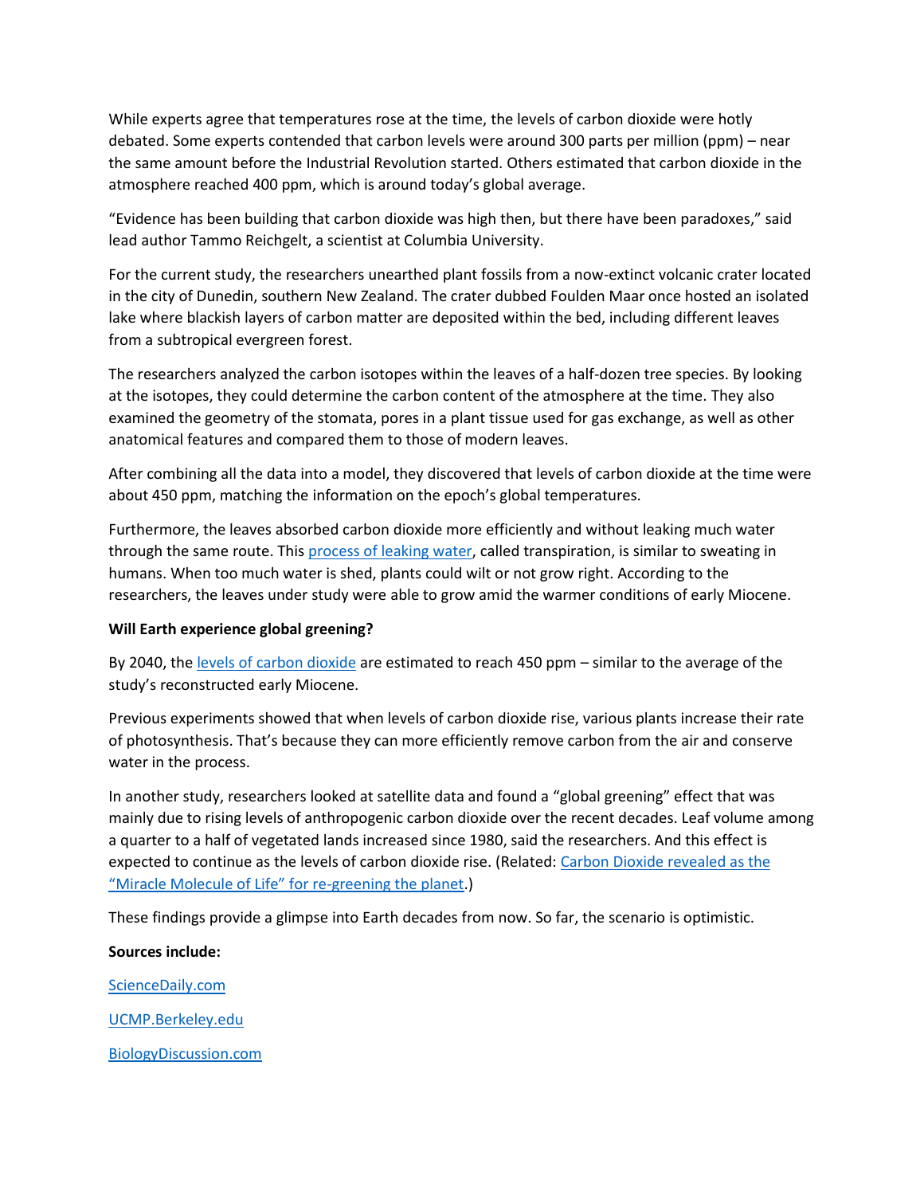While experts agree that temperatures rose at the time, the levels of carbon dioxide were hotly debated. Some experts contended that carbon levels were around 300 parts per million (ppm) – near the same amount before the Industrial Revolution started. Others estimated that carbon dioxide in the atmosphere reached 400 ppm, which is around today's global average.

"Evidence has been building that carbon dioxide was high then, but there have been paradoxes," said lead author Tammo Reichgelt, a scientist at Columbia University.

For the current study, the researchers unearthed plant fossils from a now-extinct volcanic crater located in the city of Dunedin, southern New Zealand. The crater dubbed Foulden Maar once hosted an isolated lake where blackish layers of carbon matter are deposited within the bed, including different leaves from a subtropical evergreen forest.

The researchers analyzed the carbon isotopes within the leaves of a half-dozen tree species. By looking at the isotopes, they could determine the carbon content of the atmosphere at the time. They also examined the geometry of the stomata, pores in a plant tissue used for gas exchange, as well as other anatomical features and compared them to those of modern leaves.

After combining all the data into a model, they discovered that levels of carbon dioxide at the time were about 450 ppm, matching the information on the epoch's global temperatures.

Furthermore, the leaves absorbed carbon dioxide more efficiently and without leaking much water through the same route. This [process of leaking water](), called transpiration, is similar to sweating in humans. When too much water is shed, plants could wilt or not grow right. According to the researchers, the leaves under study were able to grow amid the warmer conditions of early Miocene.

**Will Earth experience global greening?**

By 2040, the [levels of carbon dioxide]() are estimated to reach 450 ppm – similar to the average of the study's reconstructed early Miocene.

Previous experiments showed that when levels of carbon dioxide rise, various plants increase their rate of photosynthesis. That's because they can more efficiently remove carbon from the air and conserve water in the process.

In another study, researchers looked at satellite data and found a "global greening" effect that was mainly due to rising levels of anthropogenic carbon dioxide over the recent decades. Leaf volume among a quarter to a half of vegetated lands increased since 1980, said the researchers. And this effect is expected to continue as the levels of carbon dioxide rise. (Related: [Carbon Dioxide revealed as the "Miracle Molecule of Life" for re-greening the planet]().)

These findings provide a glimpse into Earth decades from now. So far, the scenario is optimistic.

**Sources include:**

[ScienceDaily.com]()

[UCMP.Berkeley.edu]()

[BiologyDiscussion.com]()